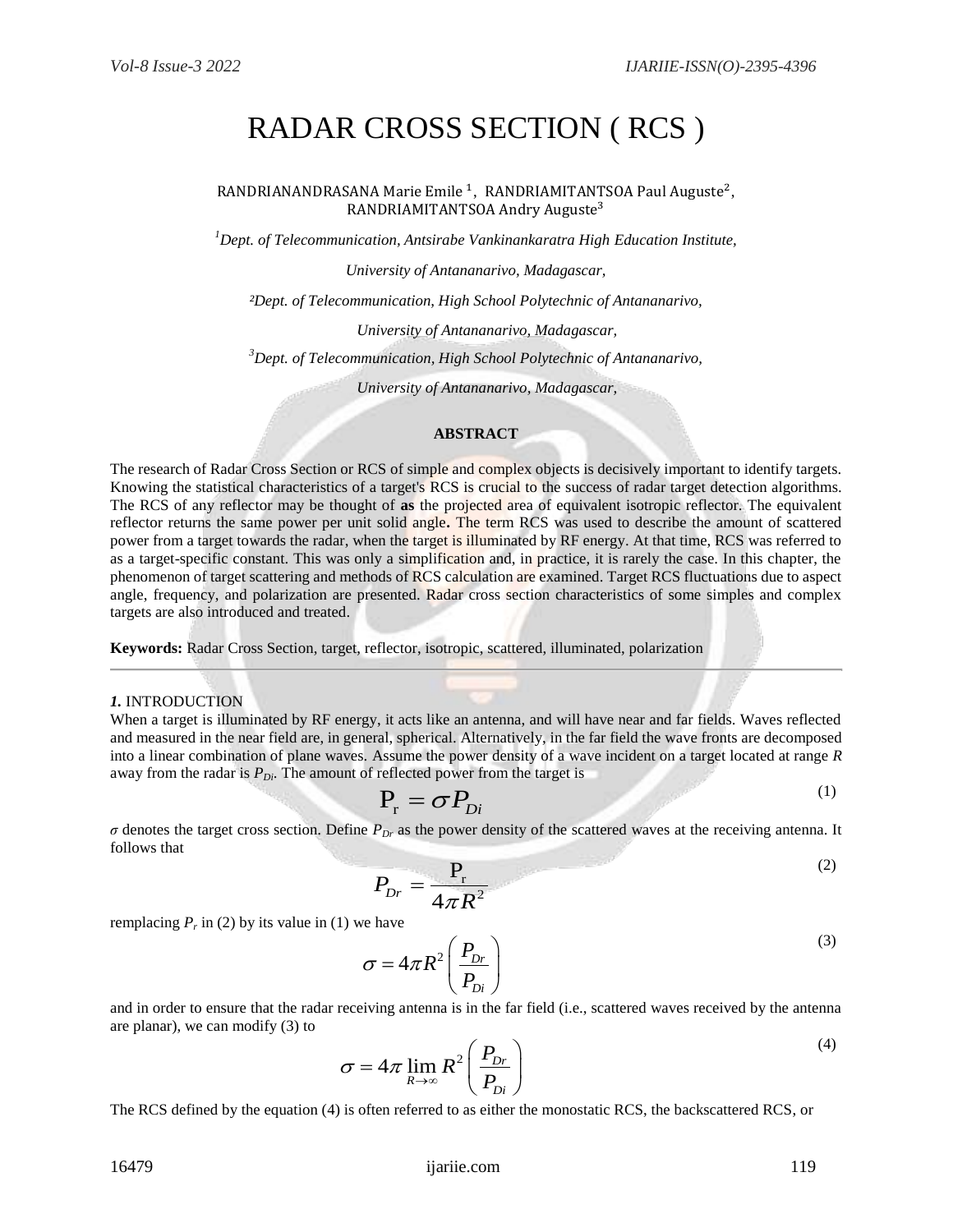# RADAR CROSS SECTION ( RCS )

RANDRIANANDRASANA Marie Emile [1], RANDRIAMITANTSOA Paul Auguste[2], RANDRIAMITANTSOA Andry Auguste[3]

[1]*Dept. of Telecommunication, Antsirabe Vankinankaratra High Education Institute,*

*University of Antananarivo, Madagascar,*

[2]*Dept. of Telecommunication, High School Polytechnic of Antananarivo,*

*University of Antananarivo, Madagascar,*

[3]*Dept. of Telecommunication, High School Polytechnic of Antananarivo,*

*University of Antananarivo, Madagascar,*

**ABSTRACT**

The research of Radar Cross Section or RCS of simple and complex objects is decisively important to identify targets. Knowing the statistical characteristics of a target's RCS is crucial to the success of radar target detection algorithms. The RCS of any reflector may be thought of **as** the projected area of equivalent isotropic reflector. The equivalent reflector returns the same power per unit solid angle**.** The term RCS was used to describe the amount of scattered power from a target towards the radar, when the target is illuminated by RF energy. At that time, RCS was referred to as a target-specific constant. This was only a simplification and, in practice, it is rarely the case. In this chapter, the phenomenon of target scattering and methods of RCS calculation are examined. Target RCS fluctuations due to aspect angle, frequency, and polarization are presented. Radar cross section characteristics of some simples and complex targets are also introduced and treated.

**Keywords:** Radar Cross Section, target, reflector, isotropic, scattered, illuminated, polarization

---

## *1.* INTRODUCTION

When a target is illuminated by RF energy, it acts like an antenna, and will have near and far fields. Waves reflected and measured in the near field are, in general, spherical. Alternatively, in the far field the wave fronts are decomposed into a linear combination of plane waves. Assume the power density of a wave incident on a target located at range $R$ away from the radar is $P_{Di}$. The amount of reflected power from the target is

$$\mathrm{P_r} = \sigma P_{Di} \tag{1}$$

$\sigma$ denotes the target cross section. Define $P_{Dr}$ as the power density of the scattered waves at the receiving antenna. It follows that

$$P_{Dr} = \frac{\mathrm{P_r}}{4\pi R^2} \tag{2}$$

remplacing $P_r$ in (2) by its value in (1) we have

$$\sigma = 4\pi R^2 \left( \frac{P_{Dr}}{P_{Di}} \right) \tag{3}$$

and in order to ensure that the radar receiving antenna is in the far field (i.e., scattered waves received by the antenna are planar), we can modify (3) to

$$\sigma = 4\pi \lim_{R\to\infty} R^2 \left( \frac{P_{Dr}}{P_{Di}} \right) \tag{4}$$

The RCS defined by the equation (4) is often referred to as either the monostatic RCS, the backscattered RCS, or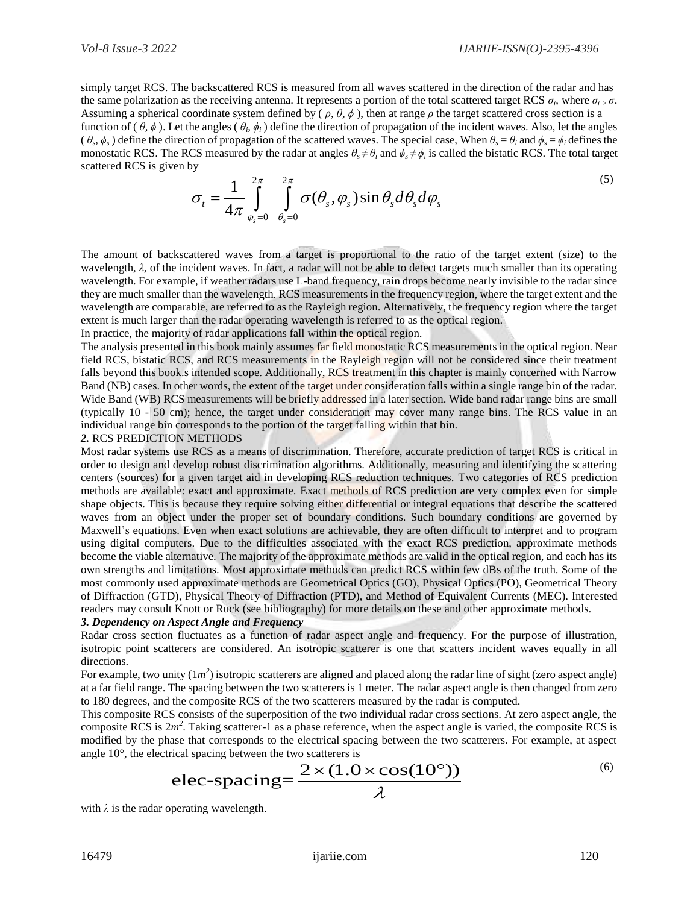simply target RCS. The backscattered RCS is measured from all waves scattered in the direction of the radar and has the same polarization as the receiving antenna. It represents a portion of the total scattered target RCS $\sigma_t$, where $\sigma_t > \sigma$. Assuming a spherical coordinate system defined by ( $\rho$, $\theta$, $\phi$ ), then at range $\rho$ the target scattered cross section is a function of ( $\theta$, $\phi$ ). Let the angles ( $\theta_i$, $\phi_i$ ) define the direction of propagation of the incident waves. Also, let the angles ( $\theta_s$, $\phi_s$ ) define the direction of propagation of the scattered waves. The special case, When $\theta_s = \theta_i$ and $\phi_s = \phi_i$ defines the monostatic RCS. The RCS measured by the radar at angles $\theta_s \neq \theta_i$ and $\phi_s \neq \phi_i$ is called the bistatic RCS. The total target scattered RCS is given by

$$\sigma_t = \frac{1}{4\pi} \int_{\varphi_s=0}^{2\pi} \int_{\theta_s=0}^{2\pi} \sigma(\theta_s, \varphi_s) \sin\theta_s d\theta_s d\varphi_s \tag{5}$$

The amount of backscattered waves from a target is proportional to the ratio of the target extent (size) to the wavelength, $\lambda$, of the incident waves. In fact, a radar will not be able to detect targets much smaller than its operating wavelength. For example, if weather radars use L-band frequency, rain drops become nearly invisible to the radar since they are much smaller than the wavelength. RCS measurements in the frequency region, where the target extent and the wavelength are comparable, are referred to as the Rayleigh region. Alternatively, the frequency region where the target extent is much larger than the radar operating wavelength is referred to as the optical region.

In practice, the majority of radar applications fall within the optical region.

The analysis presented in this book mainly assumes far field monostatic RCS measurements in the optical region. Near field RCS, bistatic RCS, and RCS measurements in the Rayleigh region will not be considered since their treatment falls beyond this book.s intended scope. Additionally, RCS treatment in this chapter is mainly concerned with Narrow Band (NB) cases. In other words, the extent of the target under consideration falls within a single range bin of the radar. Wide Band (WB) RCS measurements will be briefly addressed in a later section. Wide band radar range bins are small (typically 10 - 50 cm); hence, the target under consideration may cover many range bins. The RCS value in an individual range bin corresponds to the portion of the target falling within that bin.

***2.*** RCS PREDICTION METHODS

Most radar systems use RCS as a means of discrimination. Therefore, accurate prediction of target RCS is critical in order to design and develop robust discrimination algorithms. Additionally, measuring and identifying the scattering centers (sources) for a given target aid in developing RCS reduction techniques. Two categories of RCS prediction methods are available: exact and approximate. Exact methods of RCS prediction are very complex even for simple shape objects. This is because they require solving either differential or integral equations that describe the scattered waves from an object under the proper set of boundary conditions. Such boundary conditions are governed by Maxwell's equations. Even when exact solutions are achievable, they are often difficult to interpret and to program using digital computers. Due to the difficulties associated with the exact RCS prediction, approximate methods become the viable alternative. The majority of the approximate methods are valid in the optical region, and each has its own strengths and limitations. Most approximate methods can predict RCS within few dBs of the truth. Some of the most commonly used approximate methods are Geometrical Optics (GO), Physical Optics (PO), Geometrical Theory of Diffraction (GTD), Physical Theory of Diffraction (PTD), and Method of Equivalent Currents (MEC). Interested readers may consult Knott or Ruck (see bibliography) for more details on these and other approximate methods.

***3. Dependency on Aspect Angle and Frequency***

Radar cross section fluctuates as a function of radar aspect angle and frequency. For the purpose of illustration, isotropic point scatterers are considered. An isotropic scatterer is one that scatters incident waves equally in all directions.

For example, two unity ($1m^2$) isotropic scatterers are aligned and placed along the radar line of sight (zero aspect angle) at a far field range. The spacing between the two scatterers is 1 meter. The radar aspect angle is then changed from zero to 180 degrees, and the composite RCS of the two scatterers measured by the radar is computed.

This composite RCS consists of the superposition of the two individual radar cross sections. At zero aspect angle, the composite RCS is $2m^2$. Taking scatterer-1 as a phase reference, when the aspect angle is varied, the composite RCS is modified by the phase that corresponds to the electrical spacing between the two scatterers. For example, at aspect angle 10°, the electrical spacing between the two scatterers is

$$\text{elec-spacing} = \frac{2 \times (1.0 \times \cos(10°))}{\lambda} \tag{6}$$

with $\lambda$ is the radar operating wavelength.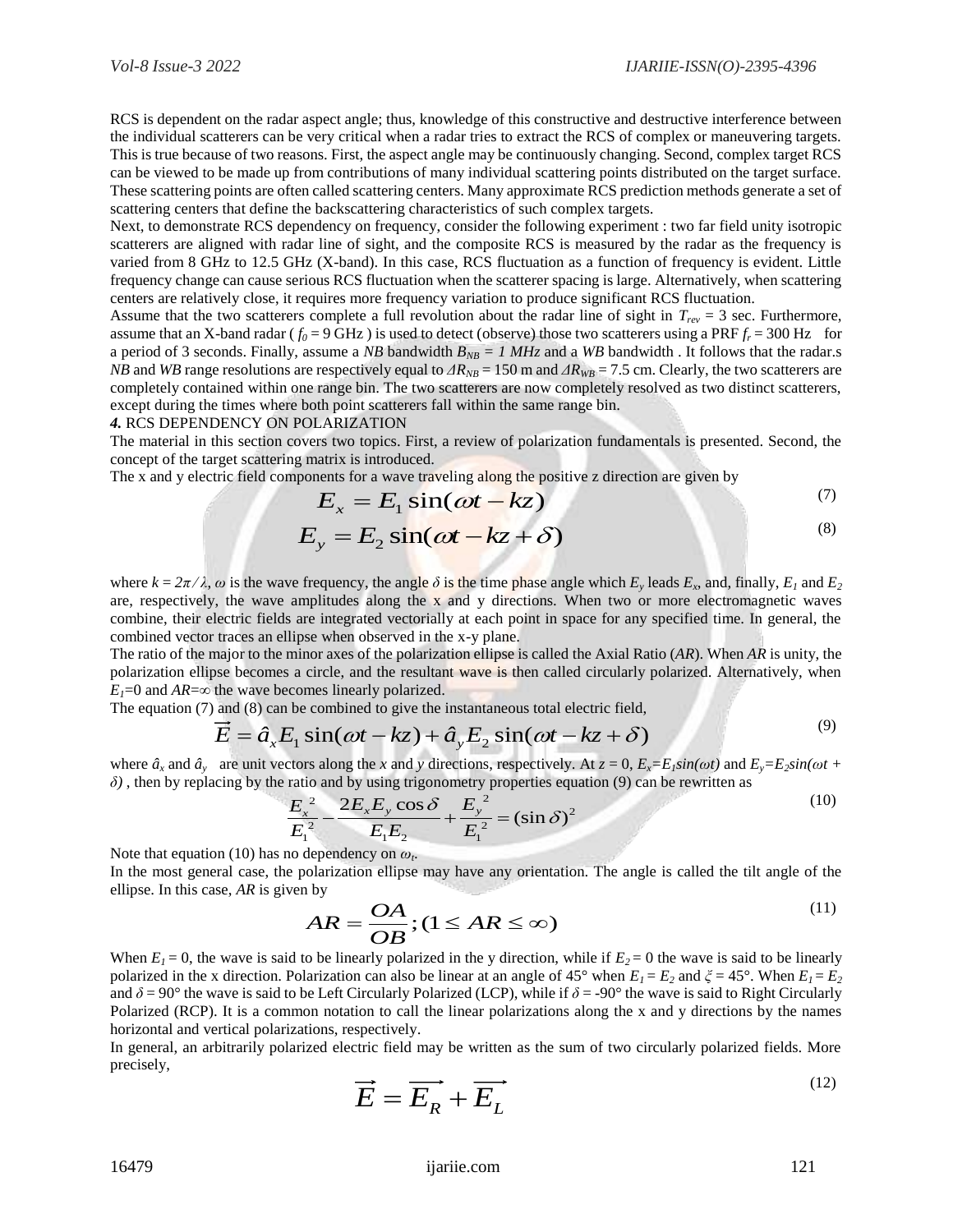RCS is dependent on the radar aspect angle; thus, knowledge of this constructive and destructive interference between the individual scatterers can be very critical when a radar tries to extract the RCS of complex or maneuvering targets. This is true because of two reasons. First, the aspect angle may be continuously changing. Second, complex target RCS can be viewed to be made up from contributions of many individual scattering points distributed on the target surface. These scattering points are often called scattering centers. Many approximate RCS prediction methods generate a set of scattering centers that define the backscattering characteristics of such complex targets.

Next, to demonstrate RCS dependency on frequency, consider the following experiment : two far field unity isotropic scatterers are aligned with radar line of sight, and the composite RCS is measured by the radar as the frequency is varied from 8 GHz to 12.5 GHz (X-band). In this case, RCS fluctuation as a function of frequency is evident. Little frequency change can cause serious RCS fluctuation when the scatterer spacing is large. Alternatively, when scattering centers are relatively close, it requires more frequency variation to produce significant RCS fluctuation.

Assume that the two scatterers complete a full revolution about the radar line of sight in $T_{rev}$ = 3 sec. Furthermore, assume that an X-band radar ( $f_0$ = 9 GHz ) is used to detect (observe) those two scatterers using a PRF $f_r$ = 300 Hz for a period of 3 seconds. Finally, assume a *NB* bandwidth $B_{NB}$ = *1 MHz* and a *WB* bandwidth . It follows that the radar.s *NB* and *WB* range resolutions are respectively equal to $\Delta R_{NB}$ = 150 m and $\Delta R_{WB}$ = 7.5 cm. Clearly, the two scatterers are completely contained within one range bin. The two scatterers are now completely resolved as two distinct scatterers, except during the times where both point scatterers fall within the same range bin.

***4.*** RCS DEPENDENCY ON POLARIZATION

The material in this section covers two topics. First, a review of polarization fundamentals is presented. Second, the concept of the target scattering matrix is introduced.

The x and y electric field components for a wave traveling along the positive z direction are given by

$$E_x = E_1 \sin(\omega t - kz) \tag{7}$$

$$E_y = E_2 \sin(\omega t - kz + \delta) \tag{8}$$

where $k = 2\pi/\lambda$, $\omega$ is the wave frequency, the angle $\delta$ is the time phase angle which $E_y$ leads $E_x$, and, finally, $E_1$ and $E_2$ are, respectively, the wave amplitudes along the x and y directions. When two or more electromagnetic waves combine, their electric fields are integrated vectorially at each point in space for any specified time. In general, the combined vector traces an ellipse when observed in the x-y plane.

The ratio of the major to the minor axes of the polarization ellipse is called the Axial Ratio (*AR*). When *AR* is unity, the polarization ellipse becomes a circle, and the resultant wave is then called circularly polarized. Alternatively, when $E_1$=0 and $AR=\infty$ the wave becomes linearly polarized.

The equation (7) and (8) can be combined to give the instantaneous total electric field,

$$\vec{E} = \hat{a}_x E_1 \sin(\omega t - kz) + \hat{a}_y E_2 \sin(\omega t - kz + \delta) \tag{9}$$

where $\hat{a}_x$ and $\hat{a}_y$ are unit vectors along the *x* and *y* directions, respectively. At $z = 0$, $E_x = E_1 \sin(\omega t)$ and $E_y = E_2 \sin(\omega t + \delta)$ , then by replacing by the ratio and by using trigonometry properties equation (9) can be rewritten as

$$\frac{E_x^{\,2}}{E_1^{\,2}} - \frac{2E_x E_y \cos\delta}{E_1 E_2} + \frac{E_y^{\,2}}{E_1^{\,2}} = (\sin\delta)^2 \tag{10}$$

Note that equation (10) has no dependency on $\omega_t$.

In the most general case, the polarization ellipse may have any orientation. The angle is called the tilt angle of the ellipse. In this case, *AR* is given by

$$AR = \frac{OA}{OB}; (1 \le AR \le \infty) \tag{11}$$

When $E_1 = 0$, the wave is said to be linearly polarized in the y direction, while if $E_2 = 0$ the wave is said to be linearly polarized in the x direction. Polarization can also be linear at an angle of 45° when $E_1 = E_2$ and $\xi$ = 45°. When $E_1 = E_2$ and $\delta$ = 90° the wave is said to be Left Circularly Polarized (LCP), while if $\delta$ = -90° the wave is said to Right Circularly Polarized (RCP). It is a common notation to call the linear polarizations along the x and y directions by the names horizontal and vertical polarizations, respectively.

In general, an arbitrarily polarized electric field may be written as the sum of two circularly polarized fields. More precisely,

$$\vec{E} = \vec{E_R} + \vec{E_L} \tag{12}$$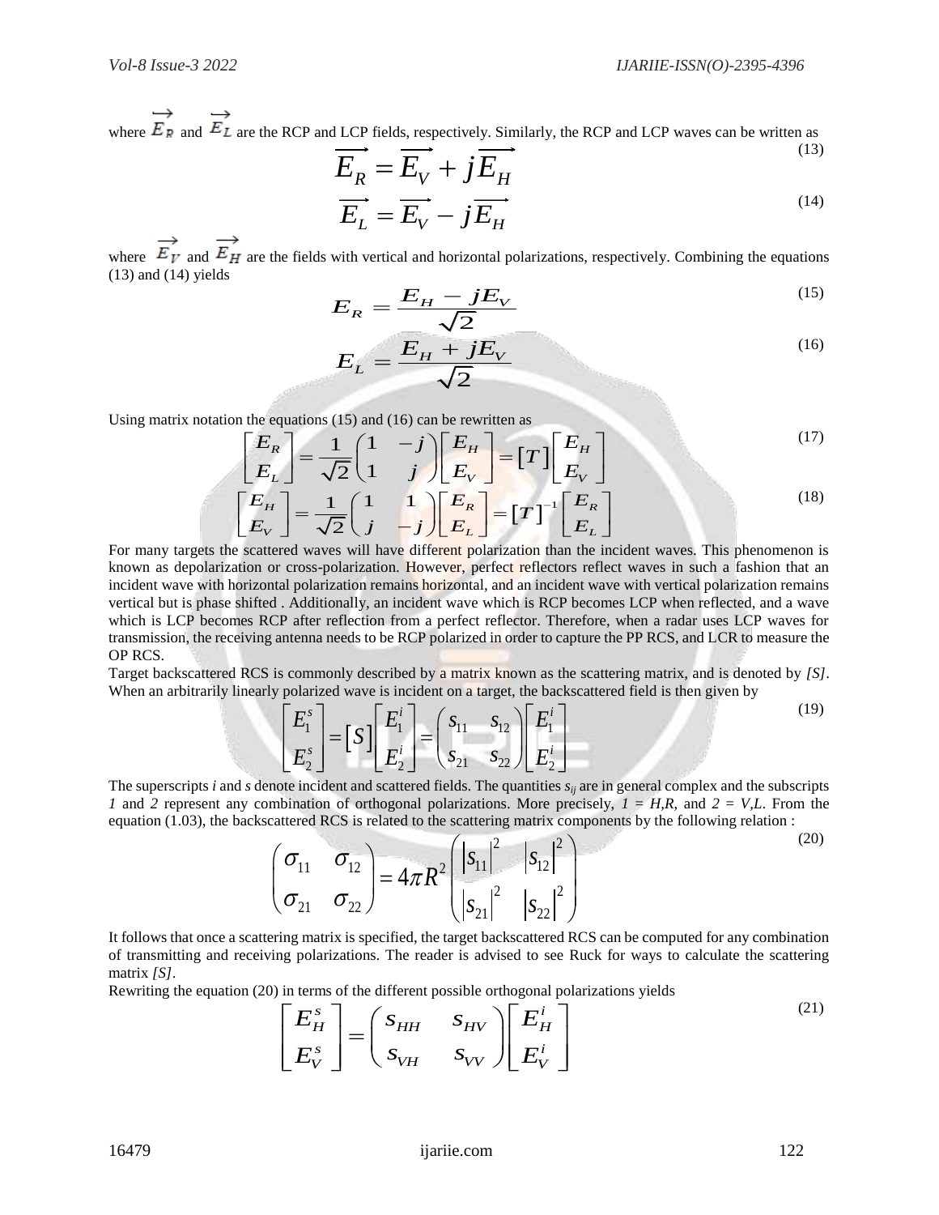where $\overrightarrow{E_R}$ and $\overrightarrow{E_L}$ are the RCP and LCP fields, respectively. Similarly, the RCP and LCP waves can be written as

$$\overrightarrow{E_R} = \overrightarrow{E_V} + j\overrightarrow{E_H} \tag{13}$$

$$\overrightarrow{E_L} = \overrightarrow{E_V} - j\overrightarrow{E_H} \tag{14}$$

where $\overrightarrow{E_V}$ and $\overrightarrow{E_H}$ are the fields with vertical and horizontal polarizations, respectively. Combining the equations (13) and (14) yields

$$E_R = \frac{E_H - jE_V}{\sqrt{2}} \tag{15}$$

$$E_L = \frac{E_H + jE_V}{\sqrt{2}} \tag{16}$$

Using matrix notation the equations (15) and (16) can be rewritten as

$$\begin{bmatrix} E_R \\ E_L \end{bmatrix} = \frac{1}{\sqrt{2}} \begin{pmatrix} 1 & -j \\ 1 & j \end{pmatrix} \begin{bmatrix} E_H \\ E_V \end{bmatrix} = [T] \begin{bmatrix} E_H \\ E_V \end{bmatrix} \tag{17}$$

$$\begin{bmatrix} E_H \\ E_V \end{bmatrix} = \frac{1}{\sqrt{2}} \begin{pmatrix} 1 & 1 \\ j & -j \end{pmatrix} \begin{bmatrix} E_R \\ E_L \end{bmatrix} = [T]^{-1} \begin{bmatrix} E_R \\ E_L \end{bmatrix} \tag{18}$$

For many targets the scattered waves will have different polarization than the incident waves. This phenomenon is known as depolarization or cross-polarization. However, perfect reflectors reflect waves in such a fashion that an incident wave with horizontal polarization remains horizontal, and an incident wave with vertical polarization remains vertical but is phase shifted . Additionally, an incident wave which is RCP becomes LCP when reflected, and a wave which is LCP becomes RCP after reflection from a perfect reflector. Therefore, when a radar uses LCP waves for transmission, the receiving antenna needs to be RCP polarized in order to capture the PP RCS, and LCR to measure the OP RCS.

Target backscattered RCS is commonly described by a matrix known as the scattering matrix, and is denoted by *[S]*. When an arbitrarily linearly polarized wave is incident on a target, the backscattered field is then given by

$$\begin{bmatrix} E_1^s \\ E_2^s \end{bmatrix} = [S] \begin{bmatrix} E_1^i \\ E_2^i \end{bmatrix} = \begin{pmatrix} s_{11} & s_{12} \\ s_{21} & s_{22} \end{pmatrix} \begin{bmatrix} E_1^i \\ E_2^i \end{bmatrix} \tag{19}$$

The superscripts *i* and *s* denote incident and scattered fields. The quantities $s_{ij}$ are in general complex and the subscripts *1* and *2* represent any combination of orthogonal polarizations. More precisely, $1 = H,R$, and $2 = V,L$. From the equation (1.03), the backscattered RCS is related to the scattering matrix components by the following relation :

$$\begin{pmatrix} \sigma_{11} & \sigma_{12} \\ \sigma_{21} & \sigma_{22} \end{pmatrix} = 4\pi R^2 \begin{pmatrix} |s_{11}|^2 & |s_{12}|^2 \\ |s_{21}|^2 & |s_{22}|^2 \end{pmatrix} \tag{20}$$

It follows that once a scattering matrix is specified, the target backscattered RCS can be computed for any combination of transmitting and receiving polarizations. The reader is advised to see Ruck for ways to calculate the scattering matrix *[S]*.

Rewriting the equation (20) in terms of the different possible orthogonal polarizations yields

$$\begin{bmatrix} E_H^s \\ E_V^s \end{bmatrix} = \begin{pmatrix} s_{HH} & s_{HV} \\ s_{VH} & s_{VV} \end{pmatrix} \begin{bmatrix} E_H^i \\ E_V^i \end{bmatrix} \tag{21}$$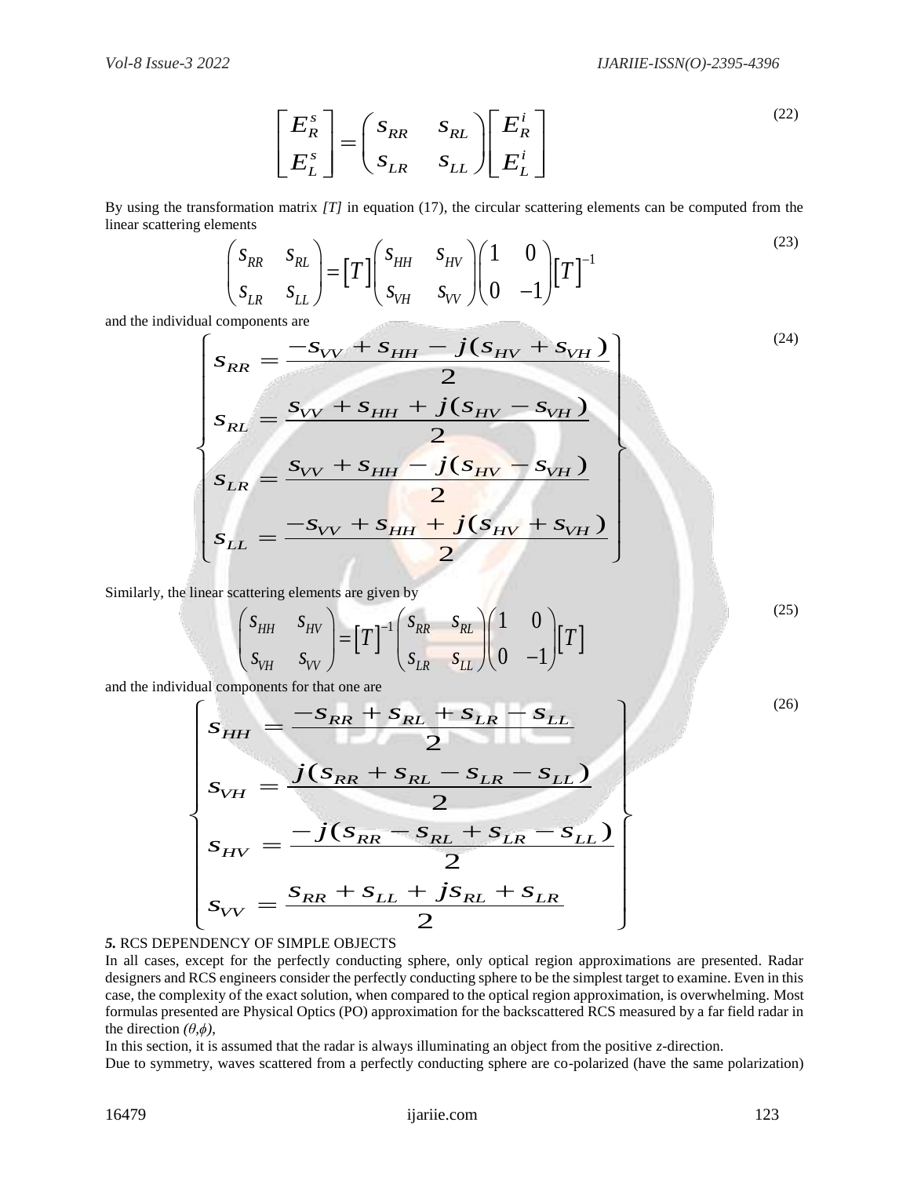$$\begin{bmatrix} E_R^s \\ E_L^s \end{bmatrix} = \begin{pmatrix} s_{RR} & s_{RL} \\ s_{LR} & s_{LL} \end{pmatrix} \begin{bmatrix} E_R^i \\ E_L^i \end{bmatrix} \tag{22}$$

By using the transformation matrix *[T]* in equation (17), the circular scattering elements can be computed from the linear scattering elements

$$\begin{pmatrix} s_{RR} & s_{RL} \\ s_{LR} & s_{LL} \end{pmatrix} = [T] \begin{pmatrix} s_{HH} & s_{HV} \\ s_{VH} & s_{VV} \end{pmatrix} \begin{pmatrix} 1 & 0 \\ 0 & -1 \end{pmatrix} [T]^{-1} \tag{23}$$

and the individual components are

$$\left\{ \begin{aligned} s_{RR} &= \frac{-s_{VV} + s_{HH} - j(s_{HV} + s_{VH})}{2} \\ s_{RL} &= \frac{s_{VV} + s_{HH} + j(s_{HV} - s_{VH})}{2} \\ s_{LR} &= \frac{s_{VV} + s_{HH} - j(s_{HV} - s_{VH})}{2} \\ s_{LL} &= \frac{-s_{VV} + s_{HH} + j(s_{HV} + s_{VH})}{2} \end{aligned} \right\} \tag{24}$$

Similarly, the linear scattering elements are given by

$$\begin{pmatrix} s_{HH} & s_{HV} \\ s_{VH} & s_{VV} \end{pmatrix} = [T]^{-1} \begin{pmatrix} s_{RR} & s_{RL} \\ s_{LR} & s_{LL} \end{pmatrix} \begin{pmatrix} 1 & 0 \\ 0 & -1 \end{pmatrix} [T] \tag{25}$$

and the individual components for that one are

$$\left\{ \begin{aligned} s_{HH} &= \frac{-s_{RR} + s_{RL} + s_{LR} - s_{LL}}{2} \\ s_{VH} &= \frac{j(s_{RR} + s_{RL} - s_{LR} - s_{LL})}{2} \\ s_{HV} &= \frac{-j(s_{RR} - s_{RL} + s_{LR} - s_{LL})}{2} \\ s_{VV} &= \frac{s_{RR} + s_{LL} + js_{RL} + s_{LR}}{2} \end{aligned} \right\} \tag{26}$$

## *5.* RCS DEPENDENCY OF SIMPLE OBJECTS

In all cases, except for the perfectly conducting sphere, only optical region approximations are presented. Radar designers and RCS engineers consider the perfectly conducting sphere to be the simplest target to examine. Even in this case, the complexity of the exact solution, when compared to the optical region approximation, is overwhelming. Most formulas presented are Physical Optics (PO) approximation for the backscattered RCS measured by a far field radar in the direction *(θ,ϕ)*,

In this section, it is assumed that the radar is always illuminating an object from the positive *z*-direction.

Due to symmetry, waves scattered from a perfectly conducting sphere are co-polarized (have the same polarization)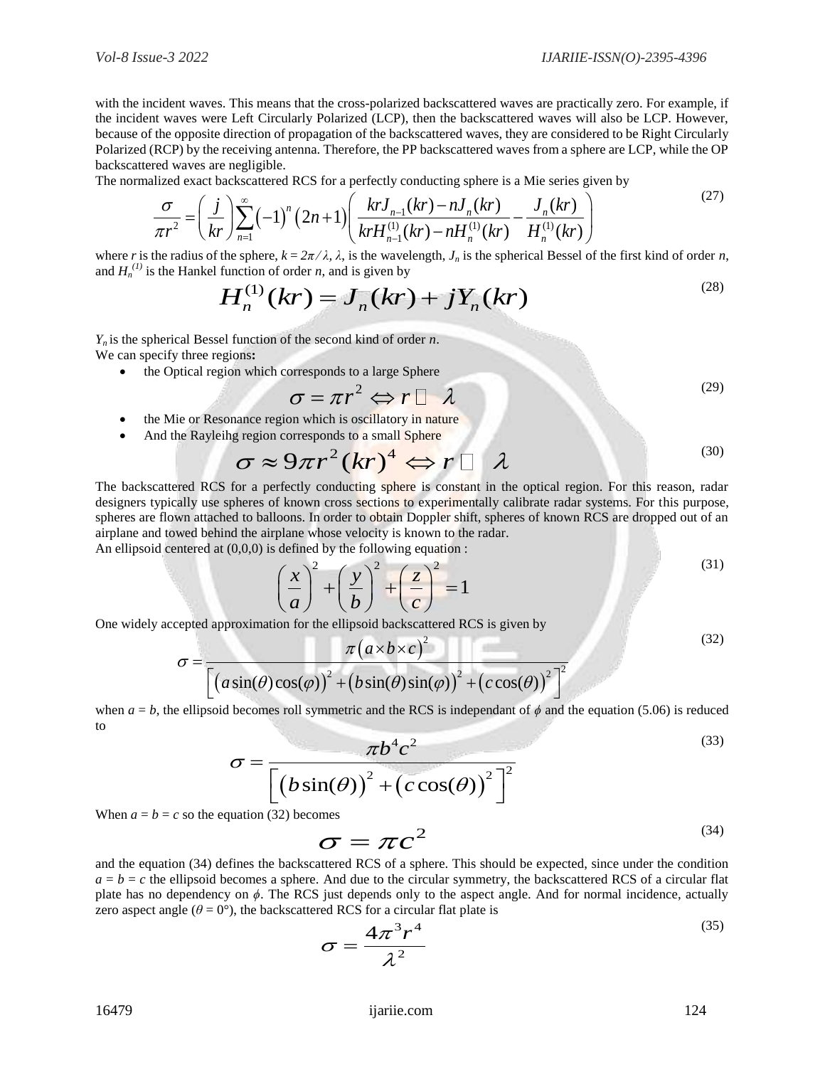with the incident waves. This means that the cross-polarized backscattered waves are practically zero. For example, if the incident waves were Left Circularly Polarized (LCP), then the backscattered waves will also be LCP. However, because of the opposite direction of propagation of the backscattered waves, they are considered to be Right Circularly Polarized (RCP) by the receiving antenna. Therefore, the PP backscattered waves from a sphere are LCP, while the OP backscattered waves are negligible.

The normalized exact backscattered RCS for a perfectly conducting sphere is a Mie series given by

$$\frac{\sigma}{\pi r^2} = \left(\frac{j}{kr}\right)\sum_{n=1}^{\infty}(-1)^n(2n+1)\left(\frac{krJ_{n-1}(kr)-nJ_n(kr)}{krH_{n-1}^{(1)}(kr)-nH_n^{(1)}(kr)} - \frac{J_n(kr)}{H_n^{(1)}(kr)}\right) \tag{27}$$

where $r$ is the radius of the sphere, $k = 2\pi/\lambda$, $\lambda$, is the wavelength, $J_n$ is the spherical Bessel of the first kind of order $n$, and $H_n^{(1)}$ is the Hankel function of order $n$, and is given by

$$H_n^{(1)}(kr) = J_n(kr) + jY_n(kr) \tag{28}$$

$Y_n$ is the spherical Bessel function of the second kind of order $n$.

We can specify three regions**:**

- the Optical region which corresponds to a large Sphere

$$\sigma = \pi r^2 \Leftrightarrow r \gg \lambda \tag{29}$$

- the Mie or Resonance region which is oscillatory in nature
- And the Rayleihg region corresponds to a small Sphere

$$\sigma \approx 9\pi r^2 (kr)^4 \Leftrightarrow r \ll \lambda \tag{30}$$

The backscattered RCS for a perfectly conducting sphere is constant in the optical region. For this reason, radar designers typically use spheres of known cross sections to experimentally calibrate radar systems. For this purpose, spheres are flown attached to balloons. In order to obtain Doppler shift, spheres of known RCS are dropped out of an airplane and towed behind the airplane whose velocity is known to the radar.

An ellipsoid centered at (0,0,0) is defined by the following equation :

$$\left(\frac{x}{a}\right)^2 + \left(\frac{y}{b}\right)^2 + \left(\frac{z}{c}\right)^2 = 1 \tag{31}$$

One widely accepted approximation for the ellipsoid backscattered RCS is given by

$$\sigma = \frac{\pi(a\times b\times c)^2}{\left[(a\sin(\theta)\cos(\varphi))^2 + (b\sin(\theta)\sin(\varphi))^2 + (c\cos(\theta))^2\right]^2} \tag{32}$$

when $a = b$, the ellipsoid becomes roll symmetric and the RCS is independant of $\phi$ and the equation (5.06) is reduced to

$$\sigma = \frac{\pi b^4 c^2}{\left[(b\sin(\theta))^2 + (c\cos(\theta))^2\right]^2} \tag{33}$$

When $a = b = c$ so the equation (32) becomes

$$\sigma = \pi c^2 \tag{34}$$

and the equation (34) defines the backscattered RCS of a sphere. This should be expected, since under the condition $a = b = c$ the ellipsoid becomes a sphere. And due to the circular symmetry, the backscattered RCS of a circular flat plate has no dependency on $\phi$. The RCS just depends only to the aspect angle. And for normal incidence, actually zero aspect angle ($\theta = 0°$), the backscattered RCS for a circular flat plate is

$$\sigma = \frac{4\pi^3 r^4}{\lambda^2} \tag{35}$$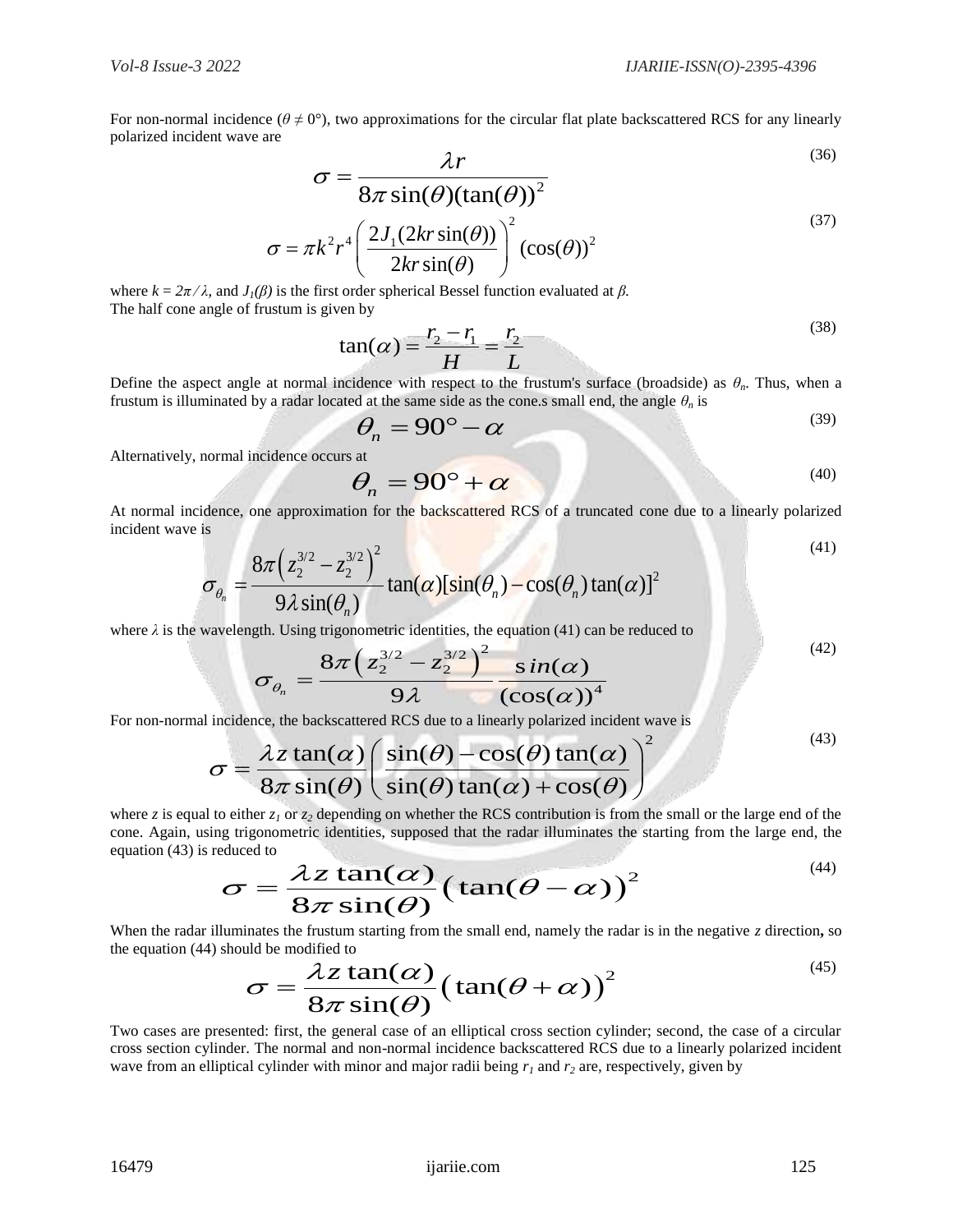For non-normal incidence ($\theta \neq 0°$), two approximations for the circular flat plate backscattered RCS for any linearly polarized incident wave are

$$\sigma = \frac{\lambda r}{8\pi \sin(\theta)(\tan(\theta))^2} \tag{36}$$

$$\sigma = \pi k^2 r^4 \left( \frac{2J_1(2kr\sin(\theta))}{2kr\sin(\theta)} \right)^2 (\cos(\theta))^2 \tag{37}$$

where $k = 2\pi / \lambda$, and $J_1(\beta)$ is the first order spherical Bessel function evaluated at $\beta$.
The half cone angle of frustum is given by

$$\tan(\alpha) = \frac{r_2 - r_1}{H} = \frac{r_2}{L} \tag{38}$$

Define the aspect angle at normal incidence with respect to the frustum's surface (broadside) as $\theta_n$. Thus, when a frustum is illuminated by a radar located at the same side as the cone.s small end, the angle $\theta_n$ is

$$\theta_n = 90° - \alpha \tag{39}$$

Alternatively, normal incidence occurs at

$$\theta_n = 90° + \alpha \tag{40}$$

At normal incidence, one approximation for the backscattered RCS of a truncated cone due to a linearly polarized incident wave is

$$\sigma_{\theta_n} = \frac{8\pi\left(z_2^{3/2} - z_2^{3/2}\right)^2}{9\lambda \sin(\theta_n)} \tan(\alpha)[\sin(\theta_n) - \cos(\theta_n)\tan(\alpha)]^2 \tag{41}$$

where $\lambda$ is the wavelength. Using trigonometric identities, the equation (41) can be reduced to

$$\sigma_{\theta_n} = \frac{8\pi\left(z_2^{3/2} - z_2^{3/2}\right)^2}{9\lambda} \frac{\sin(\alpha)}{(\cos(\alpha))^4} \tag{42}$$

For non-normal incidence, the backscattered RCS due to a linearly polarized incident wave is

$$\sigma = \frac{\lambda z \tan(\alpha)}{8\pi \sin(\theta)} \left( \frac{\sin(\theta) - \cos(\theta)\tan(\alpha)}{\sin(\theta)\tan(\alpha) + \cos(\theta)} \right)^2 \tag{43}$$

where $z$ is equal to either $z_1$ or $z_2$ depending on whether the RCS contribution is from the small or the large end of the cone. Again, using trigonometric identities, supposed that the radar illuminates the starting from the large end, the equation (43) is reduced to

$$\sigma = \frac{\lambda z \tan(\alpha)}{8\pi \sin(\theta)} \left(\tan(\theta - \alpha)\right)^2 \tag{44}$$

When the radar illuminates the frustum starting from the small end, namely the radar is in the negative $z$ direction**,** so the equation (44) should be modified to

$$\sigma = \frac{\lambda z \tan(\alpha)}{8\pi \sin(\theta)} \left(\tan(\theta + \alpha)\right)^2 \tag{45}$$

Two cases are presented: first, the general case of an elliptical cross section cylinder; second, the case of a circular cross section cylinder. The normal and non-normal incidence backscattered RCS due to a linearly polarized incident wave from an elliptical cylinder with minor and major radii being $r_1$ and $r_2$ are, respectively, given by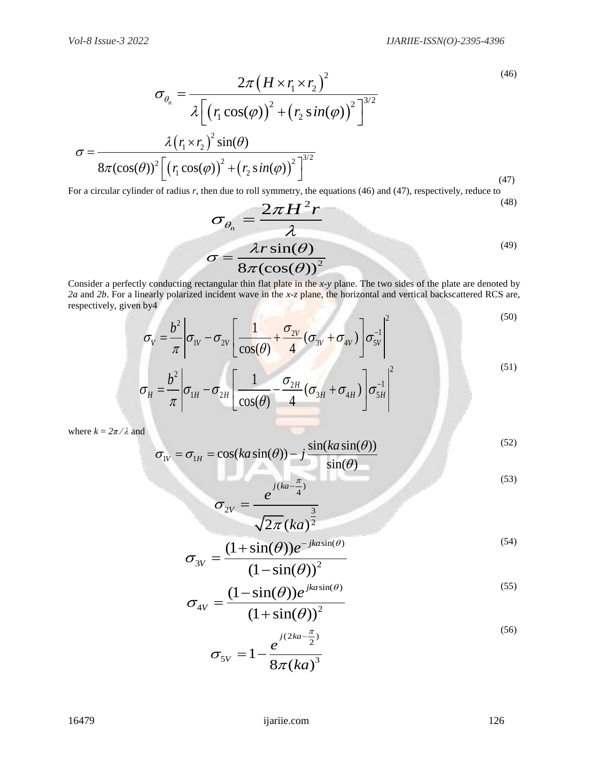$$\sigma_{\theta_n} = \frac{2\pi\left(H \times r_1 \times r_2\right)^2}{\lambda\left[\left(r_1\cos(\varphi)\right)^2 + \left(r_2\sin(\varphi)\right)^2\right]^{3/2}} \tag{46}$$

$$\sigma = \frac{\lambda\left(r_1 \times r_2\right)^2 \sin(\theta)}{8\pi(\cos(\theta))^2\left[\left(r_1\cos(\varphi)\right)^2 + \left(r_2\sin(\varphi)\right)^2\right]^{3/2}} \tag{47}$$

For a circular cylinder of radius *r*, then due to roll symmetry, the equations (46) and (47), respectively, reduce to

$$\sigma_{\theta_n} = \frac{2\pi H^2 r}{\lambda} \tag{48}$$

$$\sigma = \frac{\lambda r \sin(\theta)}{8\pi(\cos(\theta))^2} \tag{49}$$

Consider a perfectly conducting rectangular thin flat plate in the *x-y* plane. The two sides of the plate are denoted by *2a* and *2b*. For a linearly polarized incident wave in the *x-z* plane, the horizontal and vertical backscattered RCS are, respectively, given by4

$$\sigma_V = \frac{b^2}{\pi}\left|\sigma_{1V} - \sigma_{2V}\left[\frac{1}{\cos(\theta)} + \frac{\sigma_{2V}}{4}(\sigma_{3V} + \sigma_{4V})\right]\sigma_{5V}^{-1}\right|^2 \tag{50}$$

$$\sigma_H = \frac{b^2}{\pi}\left|\sigma_{1H} - \sigma_{2H}\left[\frac{1}{\cos(\theta)} - \frac{\sigma_{2H}}{4}(\sigma_{3H} + \sigma_{4H})\right]\sigma_{5H}^{-1}\right|^2 \tag{51}$$

where $k = 2\pi/\lambda$ and

$$\sigma_{1V} = \sigma_{1H} = \cos(ka\sin(\theta)) - j\frac{\sin(ka\sin(\theta))}{\sin(\theta)} \tag{52}$$

$$\sigma_{2V} = \frac{e^{j(ka - \frac{\pi}{4})}}{\sqrt{2\pi}(ka)^{\frac{3}{2}}} \tag{53}$$

$$\sigma_{3V} = \frac{(1+\sin(\theta))e^{-jka\sin(\theta)}}{(1-\sin(\theta))^2} \tag{54}$$

$$\sigma_{4V} = \frac{(1-\sin(\theta))e^{jka\sin(\theta)}}{(1+\sin(\theta))^2} \tag{55}$$

$$\sigma_{5V} = 1 - \frac{e^{j(2ka - \frac{\pi}{2})}}{8\pi(ka)^3} \tag{56}$$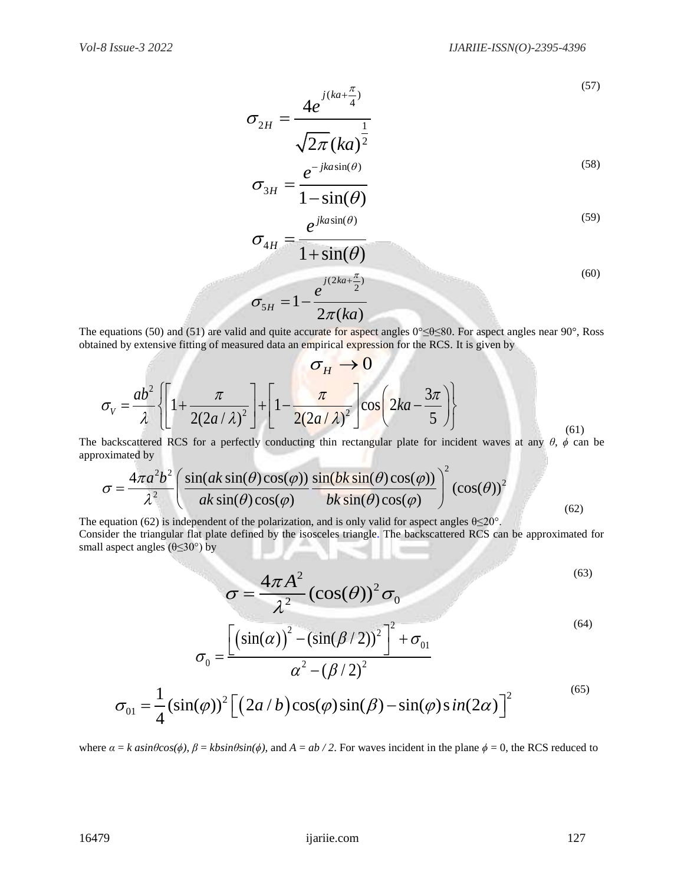$$\sigma_{2H} = \frac{4e^{j(ka+\frac{\pi}{4})}}{\sqrt{2\pi}(ka)^{\frac{1}{2}}} \tag{57}$$

$$\sigma_{3H} = \frac{e^{-jka\sin(\theta)}}{1-\sin(\theta)} \tag{58}$$

$$\sigma_{4H} = \frac{e^{jka\sin(\theta)}}{1+\sin(\theta)} \tag{59}$$

$$\sigma_{5H} = 1 - \frac{e^{j(2ka+\frac{\pi}{2})}}{2\pi(ka)} \tag{60}$$

The equations (50) and (51) are valid and quite accurate for aspect angles 0°≤θ≤80. For aspect angles near 90°, Ross obtained by extensive fitting of measured data an empirical expression for the RCS. It is given by

$$\sigma_H \to 0$$

$$\sigma_V = \frac{ab^2}{\lambda}\left\{\left[1+\frac{\pi}{2(2a/\lambda)^2}\right]+\left[1-\frac{\pi}{2(2a/\lambda)^2}\right]\cos\left(2ka-\frac{3\pi}{5}\right)\right\} \tag{61}$$

The backscattered RCS for a perfectly conducting thin rectangular plate for incident waves at any $\theta$, $\phi$ can be approximated by

$$\sigma = \frac{4\pi a^2 b^2}{\lambda^2}\left(\frac{\sin(ak\sin(\theta)\cos(\varphi))}{ak\sin(\theta)\cos(\varphi)}\frac{\sin(bk\sin(\theta)\cos(\varphi))}{bk\sin(\theta)\cos(\varphi)}\right)^2(\cos(\theta))^2 \tag{62}$$

The equation (62) is independent of the polarization, and is only valid for aspect angles θ≤20°.
Consider the triangular flat plate defined by the isosceles triangle. The backscattered RCS can be approximated for small aspect angles (θ≤30°) by

$$\sigma = \frac{4\pi A^2}{\lambda^2}(\cos(\theta))^2\sigma_0 \tag{63}$$

$$\sigma_0 = \frac{\left[(\sin(\alpha))^2-(\sin(\beta/2))^2\right]^2+\sigma_{01}}{\alpha^2-(\beta/2)^2} \tag{64}$$

$$\sigma_{01} = \frac{1}{4}(\sin(\varphi))^2\left[\left(2a/b\right)\cos(\varphi)\sin(\beta)-\sin(\varphi)\sin(2\alpha)\right]^2 \tag{65}$$

where $\alpha = k\, a\sin\theta\cos(\phi)$, $\beta = kb\sin\theta\sin(\phi)$, and $A = ab/2$. For waves incident in the plane $\phi = 0$, the RCS reduced to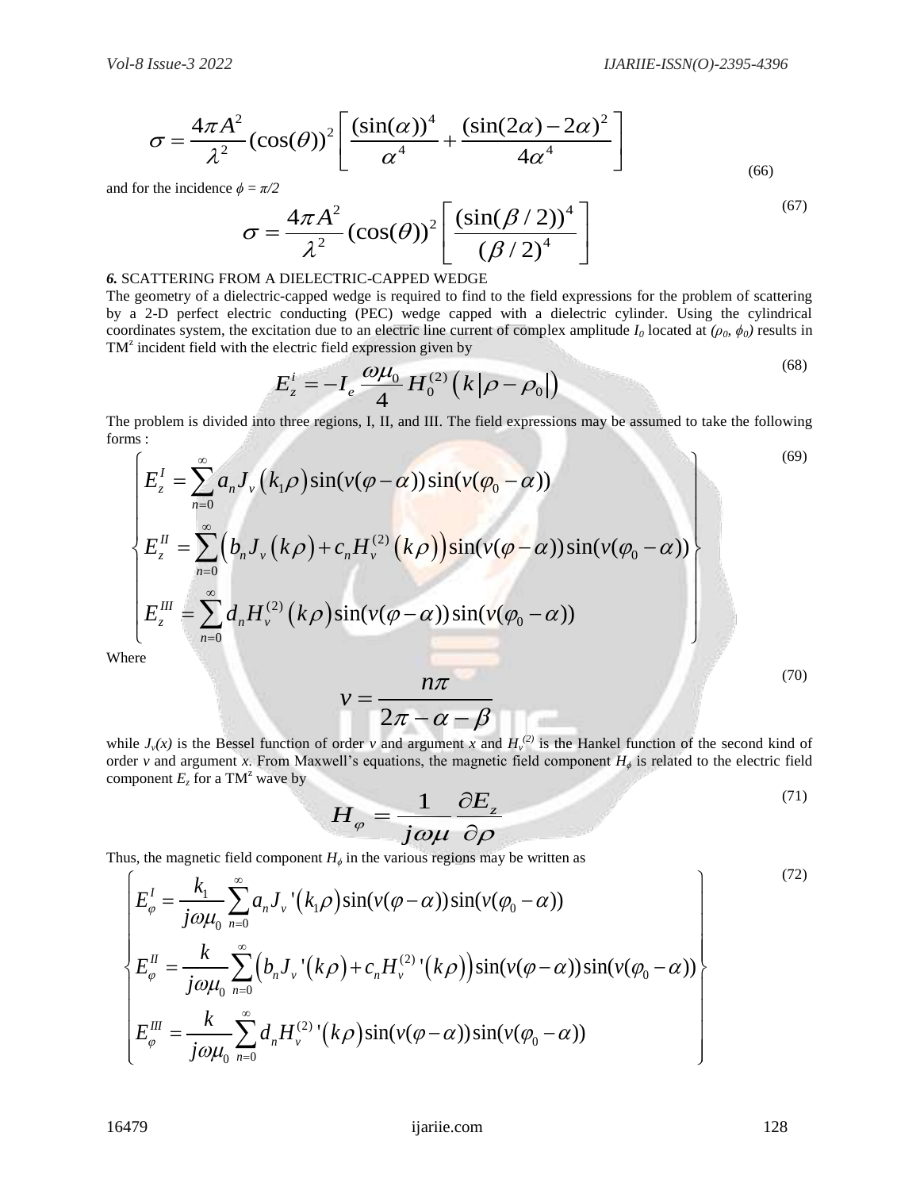$$\sigma = \frac{4\pi A^2}{\lambda^2}(\cos(\theta))^2\left[\frac{(\sin(\alpha))^4}{\alpha^4} + \frac{(\sin(2\alpha)-2\alpha)^2}{4\alpha^4}\right] \tag{66}$$

and for the incidence $\phi = \pi/2$

$$\sigma = \frac{4\pi A^2}{\lambda^2}(\cos(\theta))^2\left[\frac{(\sin(\beta/2))^4}{(\beta/2)^4}\right] \tag{67}$$

### *6.* SCATTERING FROM A DIELECTRIC-CAPPED WEDGE

The geometry of a dielectric-capped wedge is required to find to the field expressions for the problem of scattering by a 2-D perfect electric conducting (PEC) wedge capped with a dielectric cylinder. Using the cylindrical coordinates system, the excitation due to an electric line current of complex amplitude $I_0$ located at $(\rho_0, \phi_0)$ results in $TM^z$ incident field with the electric field expression given by

$$E_z^i = -I_e \frac{\omega\mu_0}{4} H_0^{(2)}\left(k\left|\rho-\rho_0\right|\right) \tag{68}$$

The problem is divided into three regions, I, II, and III. The field expressions may be assumed to take the following forms :

$$\left\{\begin{aligned} E_z^I &= \sum_{n=0}^{\infty} a_n J_v\left(k_1\rho\right)\sin(v(\varphi-\alpha))\sin(v(\varphi_0-\alpha)) \\ E_z^{II} &= \sum_{n=0}^{\infty}\left(b_n J_v\left(k\rho\right)+c_n H_v^{(2)}\left(k\rho\right)\right)\sin(v(\varphi-\alpha))\sin(v(\varphi_0-\alpha)) \\ E_z^{III} &= \sum_{n=0}^{\infty} d_n H_v^{(2)}\left(k\rho\right)\sin(v(\varphi-\alpha))\sin(v(\varphi_0-\alpha)) \end{aligned}\right\} \tag{69}$$

Where

$$v = \frac{n\pi}{2\pi-\alpha-\beta} \tag{70}$$

while $J_v(x)$ is the Bessel function of order $v$ and argument $x$ and $H_v^{(2)}$ is the Hankel function of the second kind of order $v$ and argument $x$. From Maxwell's equations, the magnetic field component $H_\phi$ is related to the electric field component $E_z$ for a $TM^z$ wave by

$$H_\varphi = \frac{1}{j\omega\mu}\frac{\partial E_z}{\partial\rho} \tag{71}$$

Thus, the magnetic field component $H_\phi$ in the various regions may be written as

$$\left\{\begin{aligned} E_\varphi^I &= \frac{k_1}{j\omega\mu_0}\sum_{n=0}^{\infty} a_n J_v{}'\left(k_1\rho\right)\sin(v(\varphi-\alpha))\sin(v(\varphi_0-\alpha)) \\ E_\varphi^{II} &= \frac{k}{j\omega\mu_0}\sum_{n=0}^{\infty}\left(b_n J_v{}'\left(k\rho\right)+c_n H_v^{(2)}{}'\left(k\rho\right)\right)\sin(v(\varphi-\alpha))\sin(v(\varphi_0-\alpha)) \\ E_\varphi^{III} &= \frac{k}{j\omega\mu_0}\sum_{n=0}^{\infty} d_n H_v^{(2)}{}'\left(k\rho\right)\sin(v(\varphi-\alpha))\sin(v(\varphi_0-\alpha)) \end{aligned}\right\} \tag{72}$$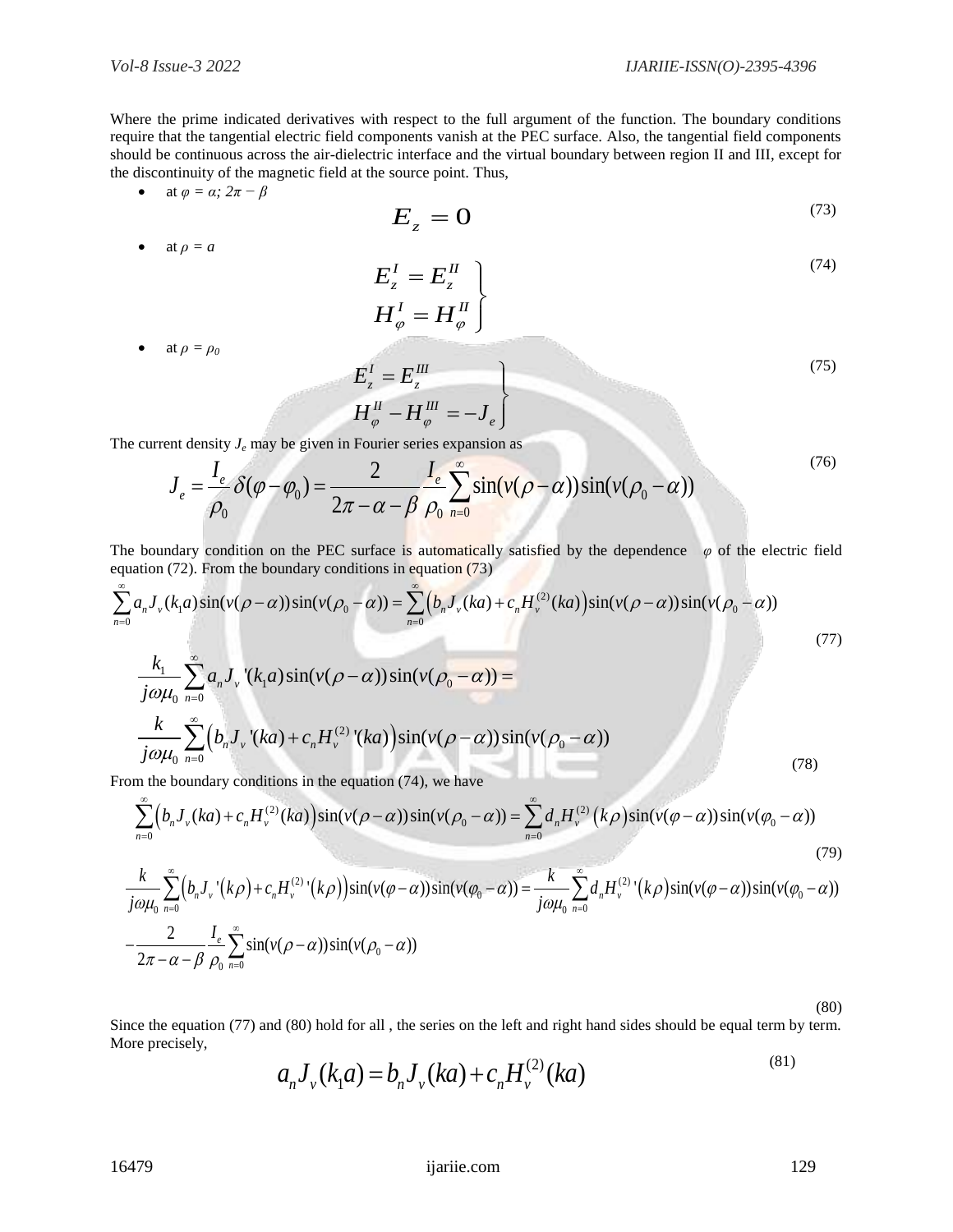Where the prime indicated derivatives with respect to the full argument of the function. The boundary conditions require that the tangential electric field components vanish at the PEC surface. Also, the tangential field components should be continuous across the air-dielectric interface and the virtual boundary between region II and III, except for the discontinuity of the magnetic field at the source point. Thus,

- at $\varphi = \alpha;\ 2\pi - \beta$

$$E_z = 0 \tag{73}$$

- at $\rho = a$

$$\left.\begin{aligned} E_z^I &= E_z^{II} \\ H_\varphi^I &= H_\varphi^{II} \end{aligned}\right\} \tag{74}$$

- at $\rho = \rho_0$

$$\left.\begin{aligned} E_z^I &= E_z^{III} \\ H_\varphi^{II} - H_\varphi^{III} &= -J_e \end{aligned}\right\} \tag{75}$$

The current density $J_e$ may be given in Fourier series expansion as

$$J_e = \frac{I_e}{\rho_0}\delta(\varphi - \varphi_0) = \frac{2}{2\pi - \alpha - \beta}\frac{I_e}{\rho_0}\sum_{n=0}^{\infty}\sin(v(\rho - \alpha))\sin(v(\rho_0 - \alpha)) \tag{76}$$

The boundary condition on the PEC surface is automatically satisfied by the dependence $\varphi$ of the electric field equation (72). From the boundary conditions in equation (73)

$$\sum_{n=0}^{\infty} a_n J_v(k_1 a)\sin(v(\rho - \alpha))\sin(v(\rho_0 - \alpha)) = \sum_{n=0}^{\infty}\left(b_n J_v(ka) + c_n H_v^{(2)}(ka)\right)\sin(v(\rho - \alpha))\sin(v(\rho_0 - \alpha)) \tag{77}$$

$$\frac{k_1}{j\omega\mu_0}\sum_{n=0}^{\infty} a_n J_v{}'(k_1 a)\sin(v(\rho - \alpha))\sin(v(\rho_0 - \alpha)) = \frac{k}{j\omega\mu_0}\sum_{n=0}^{\infty}\left(b_n J_v{}'(ka) + c_n H_v^{(2)}{}'(ka)\right)\sin(v(\rho - \alpha))\sin(v(\rho_0 - \alpha)) \tag{78}$$

From the boundary conditions in the equation (74), we have

$$\sum_{n=0}^{\infty}\left(b_n J_v(ka) + c_n H_v^{(2)}(ka)\right)\sin(v(\rho - \alpha))\sin(v(\rho_0 - \alpha)) = \sum_{n=0}^{\infty} d_n H_v^{(2)}(k\rho)\sin(v(\varphi - \alpha))\sin(v(\varphi_0 - \alpha)) \tag{79}$$

$$\frac{k}{j\omega\mu_0}\sum_{n=0}^{\infty}\left(b_n J_v{}'(k\rho) + c_n H_v^{(2)}{}'(k\rho)\right)\sin(v(\varphi - \alpha))\sin(v(\varphi_0 - \alpha)) = \frac{k}{j\omega\mu_0}\sum_{n=0}^{\infty} d_n H_v^{(2)}{}'(k\rho)\sin(v(\varphi - \alpha))\sin(v(\varphi_0 - \alpha)) - \frac{2}{2\pi - \alpha - \beta}\frac{I_e}{\rho_0}\sum_{n=0}^{\infty}\sin(v(\rho - \alpha))\sin(v(\rho_0 - \alpha)) \tag{80}$$

Since the equation (77) and (80) hold for all , the series on the left and right hand sides should be equal term by term. More precisely,

$$a_n J_v(k_1 a) = b_n J_v(ka) + c_n H_v^{(2)}(ka) \tag{81}$$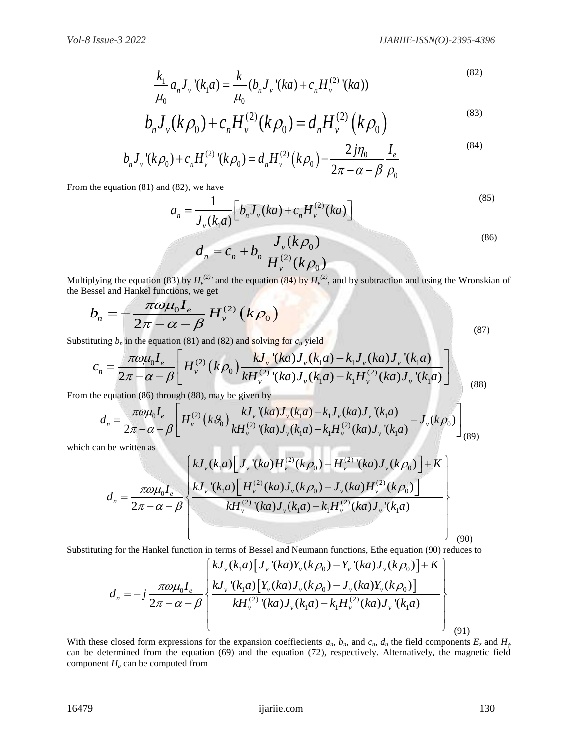$$\frac{k_1}{\mu_0} a_n J_v{}'(k_1 a) = \frac{k}{\mu_0}(b_n J_v{}'(ka) + c_n H_v^{(2)}{}'(ka)) \tag{82}$$

$$b_n J_v(k\rho_0) + c_n H_v^{(2)}(k\rho_0) = d_n H_v^{(2)}(k\rho_0) \tag{83}$$

$$b_n J_v{}'(k\rho_0) + c_n H_v^{(2)}{}'(k\rho_0) = d_n H_v^{(2)}(k\rho_0) - \frac{2j\eta_0}{2\pi - \alpha - \beta}\frac{I_e}{\rho_0} \tag{84}$$

From the equation (81) and (82), we have

$$a_n = \frac{1}{J_v(k_1 a)}\left[b_n J_v(ka) + c_n H_v^{(2)}(ka)\right] \tag{85}$$

$$d_n = c_n + b_n \frac{J_v(k\rho_0)}{H_v^{(2)}(k\rho_0)} \tag{86}$$

Multiplying the equation (83) by $H_v^{(2)\prime}$ and the equation (84) by $H_v^{(2)}$, and by subtraction and using the Wronskian of the Bessel and Hankel functions, we get

$$b_n = -\frac{\pi\omega\mu_0 I_e}{2\pi - \alpha - \beta} H_v^{(2)}(k\rho_0) \tag{87}$$

Substituting $b_n$ in the equation (81) and (82) and solving for $c_n$ yield

$$c_n = \frac{\pi\omega\mu_0 I_e}{2\pi - \alpha - \beta}\left[H_v^{(2)}(k\rho_0)\frac{kJ_v{}'(ka)J_v(k_1 a) - k_1 J_v(ka)J_v{}'(k_1 a)}{kH_v^{(2)}{}'(ka)J_v(k_1 a) - k_1 H_v^{(2)}(ka)J_v{}'(k_1 a)}\right] \tag{88}$$

From the equation (86) through (88), may be given by

$$d_n = \frac{\pi\omega\mu_0 I_e}{2\pi - \alpha - \beta}\left[H_v^{(2)}(k\vartheta_0)\frac{kJ_v{}'(ka)J_v(k_1 a) - k_1 J_v(ka)J_v{}'(k_1 a)}{kH_v^{(2)}{}'(ka)J_v(k_1 a) - k_1 H_v^{(2)}(ka)J_v{}'(k_1 a)} - J_v(k\rho_0)\right] \tag{89}$$

which can be written as

$$d_n = \frac{\pi\omega\mu_0 I_e}{2\pi - \alpha - \beta}\left\{\frac{\begin{matrix} kJ_v(k_1 a)\left[J_v{}'(ka)H_v^{(2)}(k\rho_0) - H_v^{(2)}{}'(ka)J_v(k\rho_0)\right] + K \\ kJ_v{}'(k_1 a)\left[H_v^{(2)}(ka)J_v(k\rho_0) - J_v(ka)H_v^{(2)}(k\rho_0)\right]\end{matrix}}{kH_v^{(2)}{}'(ka)J_v(k_1 a) - k_1 H_v^{(2)}(ka)J_v{}'(k_1 a)}\right\} \tag{90}$$

Substituting for the Hankel function in terms of Bessel and Neumann functions, Ethe equation (90) reduces to

$$d_n = -j\frac{\pi\omega\mu_0 I_e}{2\pi - \alpha - \beta}\left\{\frac{\begin{matrix} kJ_v(k_1 a)\left[J_v{}'(ka)Y_v(k\rho_0) - Y_v{}'(ka)J_v(k\rho_0)\right] + K \\ kJ_v{}'(k_1 a)\left[Y_v(ka)J_v(k\rho_0) - J_v(ka)Y_v(k\rho_0)\right]\end{matrix}}{kH_v^{(2)}{}'(ka)J_v(k_1 a) - k_1 H_v^{(2)}(ka)J_v{}'(k_1 a)}\right\} \tag{91}$$

With these closed form expressions for the expansion coeffiecients $a_n$, $b_n$, and $c_n$, $d_n$ the field components $E_z$ and $H_\phi$ can be determined from the equation (69) and the equation (72), respectively. Alternatively, the magnetic field component $H_\rho$ can be computed from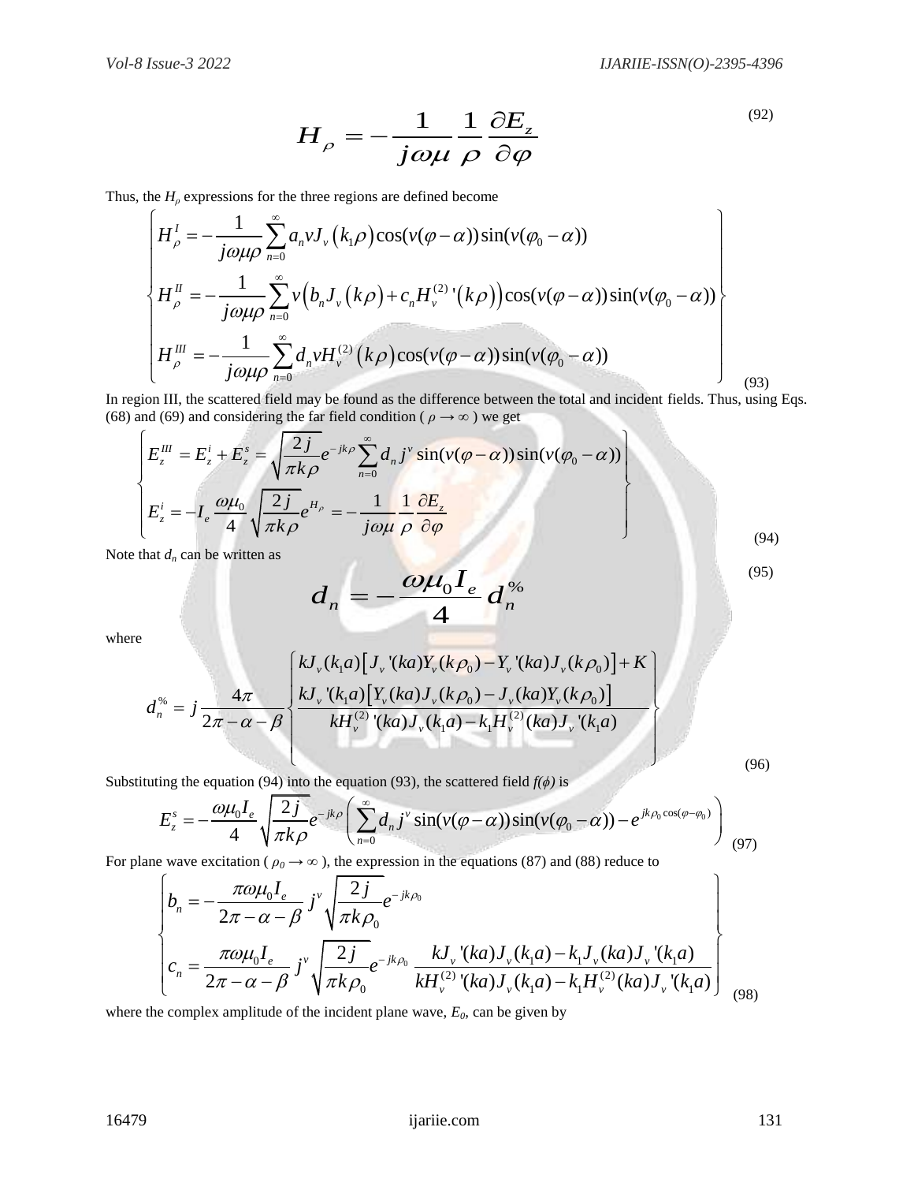$$H_\rho = -\frac{1}{j\omega\mu}\frac{1}{\rho}\frac{\partial E_z}{\partial \varphi} \tag{92}$$

Thus, the $H_\rho$ expressions for the three regions are defined become

$$\begin{Bmatrix} H_\rho^I = -\dfrac{1}{j\omega\mu\rho}\displaystyle\sum_{n=0}^{\infty} a_n v J_v\left(k_1\rho\right)\cos(v(\varphi-\alpha))\sin(v(\varphi_0-\alpha)) \\ H_\rho^{II} = -\dfrac{1}{j\omega\mu\rho}\displaystyle\sum_{n=0}^{\infty} v\left(b_n J_v\left(k\rho\right)+c_n H_v^{(2)}{}'\left(k\rho\right)\right)\cos(v(\varphi-\alpha))\sin(v(\varphi_0-\alpha)) \\ H_\rho^{III} = -\dfrac{1}{j\omega\mu\rho}\displaystyle\sum_{n=0}^{\infty} d_n v H_v^{(2)}\left(k\rho\right)\cos(v(\varphi-\alpha))\sin(v(\varphi_0-\alpha)) \end{Bmatrix} \tag{93}$$

In region III, the scattered field may be found as the difference between the total and incident fields. Thus, using Eqs. (68) and (69) and considering the far field condition ( $\rho \to \infty$ ) we get

$$\begin{Bmatrix} E_z^{III} = E_z^i + E_z^s = \sqrt{\dfrac{2j}{\pi k\rho}}e^{-jk\rho}\displaystyle\sum_{n=0}^{\infty} d_n j^v \sin(v(\varphi-\alpha))\sin(v(\varphi_0-\alpha)) \\ E_z^i = -I_e\dfrac{\omega\mu_0}{4}\sqrt{\dfrac{2j}{\pi k\rho}}e^{H_\rho} = -\dfrac{1}{j\omega\mu}\dfrac{1}{\rho}\dfrac{\partial E_z}{\partial\varphi} \end{Bmatrix} \tag{94}$$

Note that $d_n$ can be written as

$$d_n = -\frac{\omega\mu_0 I_e}{4}d_n^{\%} \tag{95}$$

where

$$d_n^{\%} = j\frac{4\pi}{2\pi-\alpha-\beta}\begin{Bmatrix} kJ_v(k_1a)\left[J_v{}'(ka)Y_v(k\rho_0)-Y_v{}'(ka)J_v(k\rho_0)\right]+K \\ \dfrac{kJ_v{}'(k_1a)\left[Y_v(ka)J_v(k\rho_0)-J_v(ka)Y_v(k\rho_0)\right]}{kH_v^{(2)}{}'(ka)J_v(k_1a)-k_1H_v^{(2)}(ka)J_v{}'(k_1a)} \end{Bmatrix} \tag{96}$$

Substituting the equation (94) into the equation (93), the scattered field $f(\phi)$ is

$$E_z^s = -\frac{\omega\mu_0 I_e}{4}\sqrt{\frac{2j}{\pi k\rho}}e^{-jk\rho}\left(\sum_{n=0}^{\infty} d_n j^v\sin(v(\varphi-\alpha))\sin(v(\varphi_0-\alpha)) - e^{jk\rho_0\cos(\varphi-\varphi_0)}\right) \tag{97}$$

For plane wave excitation ( $\rho_0 \to \infty$ ), the expression in the equations (87) and (88) reduce to

$$\begin{Bmatrix} b_n = -\dfrac{\pi\omega\mu_0 I_e}{2\pi-\alpha-\beta}j^v\sqrt{\dfrac{2j}{\pi k\rho_0}}e^{-jk\rho_0} \\ c_n = \dfrac{\pi\omega\mu_0 I_e}{2\pi-\alpha-\beta}j^v\sqrt{\dfrac{2j}{\pi k\rho_0}}e^{-jk\rho_0}\dfrac{kJ_v{}'(ka)J_v(k_1a)-k_1J_v(ka)J_v{}'(k_1a)}{kH_v^{(2)}{}'(ka)J_v(k_1a)-k_1H_v^{(2)}(ka)J_v{}'(k_1a)} \end{Bmatrix} \tag{98}$$

where the complex amplitude of the incident plane wave, $E_0$, can be given by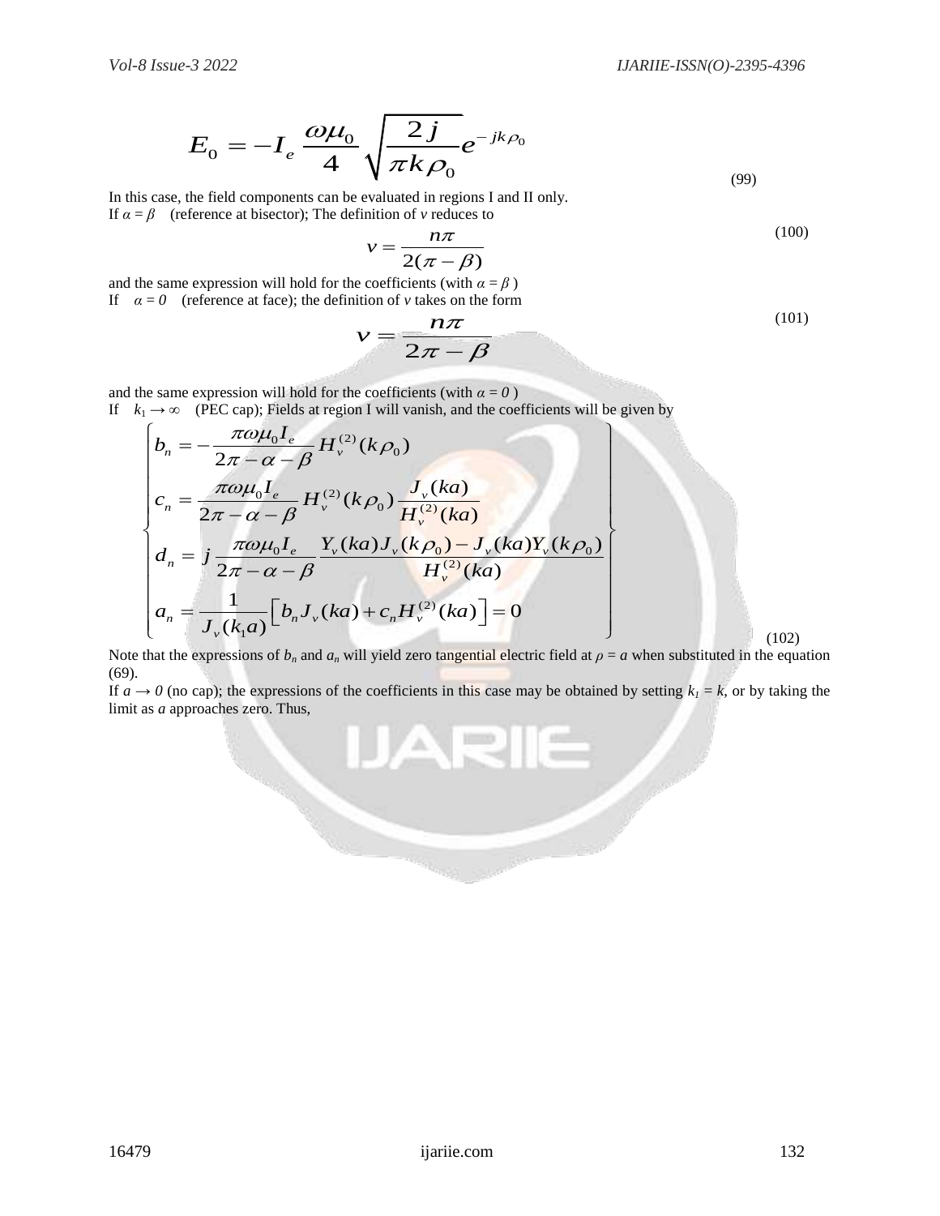$$E_0 = -I_e \frac{\omega\mu_0}{4}\sqrt{\frac{2j}{\pi k\rho_0}}e^{-jk\rho_0} \tag{99}$$

In this case, the field components can be evaluated in regions I and II only.

If $\alpha = \beta$ (reference at bisector); The definition of $v$ reduces to

$$v = \frac{n\pi}{2(\pi-\beta)} \tag{100}$$

and the same expression will hold for the coefficients (with $\alpha = \beta$ )

If $\alpha = 0$ (reference at face); the definition of $v$ takes on the form

$$v = \frac{n\pi}{2\pi-\beta} \tag{101}$$

and the same expression will hold for the coefficients (with $\alpha = 0$ )

If $k_1 \to \infty$ (PEC cap); Fields at region I will vanish, and the coefficients will be given by

$$\left\{\begin{aligned}
b_n &= -\frac{\pi\omega\mu_0 I_e}{2\pi-\alpha-\beta}H_v^{(2)}(k\rho_0) \\
c_n &= \frac{\pi\omega\mu_0 I_e}{2\pi-\alpha-\beta}H_v^{(2)}(k\rho_0)\frac{J_v(ka)}{H_v^{(2)}(ka)} \\
d_n &= j\frac{\pi\omega\mu_0 I_e}{2\pi-\alpha-\beta}\frac{Y_v(ka)J_v(k\rho_0)-J_v(ka)Y_v(k\rho_0)}{H_v^{(2)}(ka)} \\
a_n &= \frac{1}{J_v(k_1 a)}\left[b_n J_v(ka)+c_n H_v^{(2)}(ka)\right]=0
\end{aligned}\right\} \tag{102}$$

Note that the expressions of $b_n$ and $a_n$ will yield zero tangential electric field at $\rho = a$ when substituted in the equation (69).

If $a \to 0$ (no cap); the expressions of the coefficients in this case may be obtained by setting $k_1 = k$, or by taking the limit as $a$ approaches zero. Thus,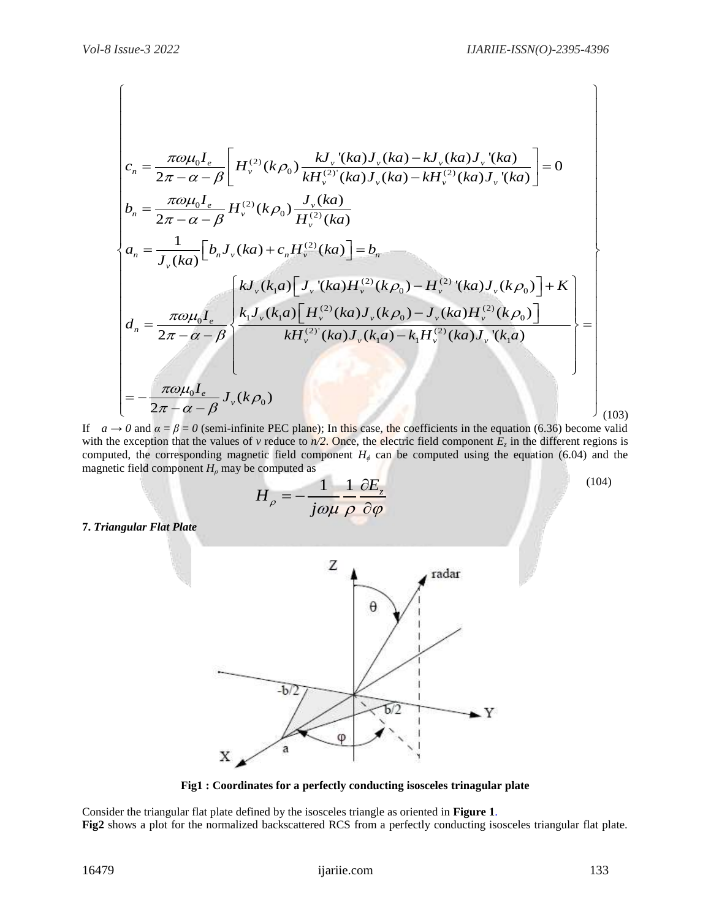$$
\left\{
\begin{aligned}
& c_n = \frac{\pi\omega\mu_0 I_e}{2\pi-\alpha-\beta}\left[ H_\nu^{(2)}(k\rho_0)\,\frac{kJ_\nu\,'(ka)J_\nu(ka) - kJ_\nu(ka)J_\nu\,'(ka)}{kH_\nu^{(2)'}(ka)J_\nu(ka) - kH_\nu^{(2)}(ka)J_\nu\,'(ka)} \right] = 0 \\
& b_n = \frac{\pi\omega\mu_0 I_e}{2\pi-\alpha-\beta} H_\nu^{(2)}(k\rho_0)\frac{J_\nu(ka)}{H_\nu^{(2)}(ka)} \\
& a_n = \frac{1}{J_\nu(ka)}\left[ b_n J_\nu(ka) + c_n H_\nu^{(2)}(ka) \right] = b_n \\
& d_n = \frac{\pi\omega\mu_0 I_e}{2\pi-\alpha-\beta}\left\{ \frac{\begin{array}{c} kJ_\nu(k_1 a)\left[ J_\nu\,'(ka)H_\nu^{(2)}(k\rho_0) - H_\nu^{(2)}\,'(ka)J_\nu(k\rho_0)\right] + K \\ k_1 J_\nu(k_1 a)\left[ H_\nu^{(2)}(ka)J_\nu(k\rho_0) - J_\nu(ka)H_\nu^{(2)}(k\rho_0)\right] \end{array}}{kH_\nu^{(2)'}(ka)J_\nu(k_1 a) - k_1 H_\nu^{(2)}(ka)J_\nu\,'(k_1 a)} \right\} = \\
& = -\frac{\pi\omega\mu_0 I_e}{2\pi-\alpha-\beta} J_\nu(k\rho_0)
\end{aligned}
\right\}
\tag{103}
$$

If $a \to 0$ and $\alpha = \beta = 0$ (semi-infinite PEC plane); In this case, the coefficients in the equation (6.36) become valid with the exception that the values of $v$ reduce to $n/2$. Once, the electric field component $E_z$ in the different regions is computed, the corresponding magnetic field component $H_\phi$ can be computed using the equation (6.04) and the magnetic field component $H_\rho$ may be computed as

$$
H_\rho = -\frac{1}{j\omega\mu}\frac{1}{\rho}\frac{\partial E_z}{\partial \varphi}
\tag{104}
$$

**7. *Triangular Flat Plate***

**Fig1 : Coordinates for a perfectly conducting isosceles trinagular plate**

Consider the triangular flat plate defined by the isosceles triangle as oriented in **Figure 1**.

**Fig2** shows a plot for the normalized backscattered RCS from a perfectly conducting isosceles triangular flat plate.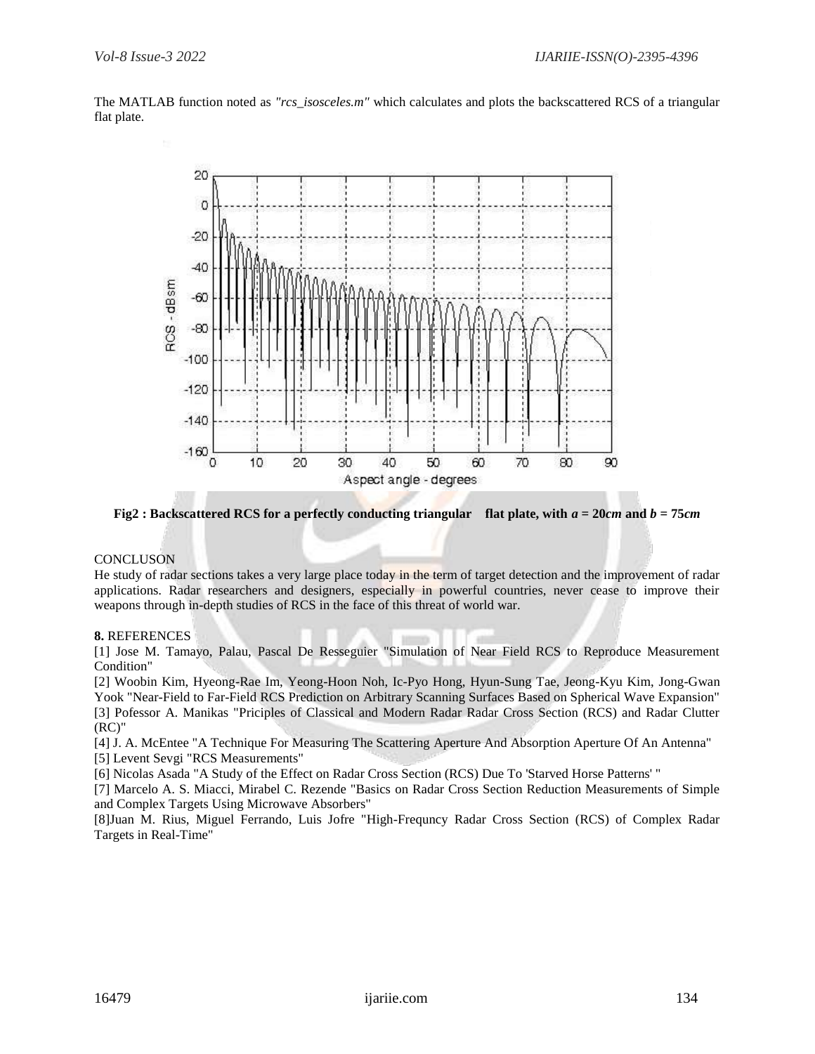The MATLAB function noted as *"rcs_isosceles.m"* which calculates and plots the backscattered RCS of a triangular flat plate.

RCS - dBsm

20
0
-20
-40
-60
-80
-100
-120
-140
-160

0 10 20 30 40 50 60 70 80 90

Aspect angle - degrees

**Fig2 : Backscattered RCS for a perfectly conducting triangular flat plate, with $a$ = 20*cm* and $b$ = 75*cm***

CONCLUSON

He study of radar sections takes a very large place today in the term of target detection and the improvement of radar applications. Radar researchers and designers, especially in powerful countries, never cease to improve their weapons through in-depth studies of RCS in the face of this threat of world war.

**8.** REFERENCES

[1] Jose M. Tamayo, Palau, Pascal De Resseguier "Simulation of Near Field RCS to Reproduce Measurement Condition"

[2] Woobin Kim, Hyeong-Rae Im, Yeong-Hoon Noh, Ic-Pyo Hong, Hyun-Sung Tae, Jeong-Kyu Kim, Jong-Gwan Yook "Near-Field to Far-Field RCS Prediction on Arbitrary Scanning Surfaces Based on Spherical Wave Expansion"

[3] Pofessor A. Manikas "Priciples of Classical and Modern Radar Radar Cross Section (RCS) and Radar Clutter (RC)"

[4] J. A. McEntee "A Technique For Measuring The Scattering Aperture And Absorption Aperture Of An Antenna"

[5] Levent Sevgi "RCS Measurements"

[6] Nicolas Asada "A Study of the Effect on Radar Cross Section (RCS) Due To 'Starved Horse Patterns' "

[7] Marcelo A. S. Miacci, Mirabel C. Rezende "Basics on Radar Cross Section Reduction Measurements of Simple and Complex Targets Using Microwave Absorbers"

[8]Juan M. Rius, Miguel Ferrando, Luis Jofre "High-Frequncy Radar Cross Section (RCS) of Complex Radar Targets in Real-Time"